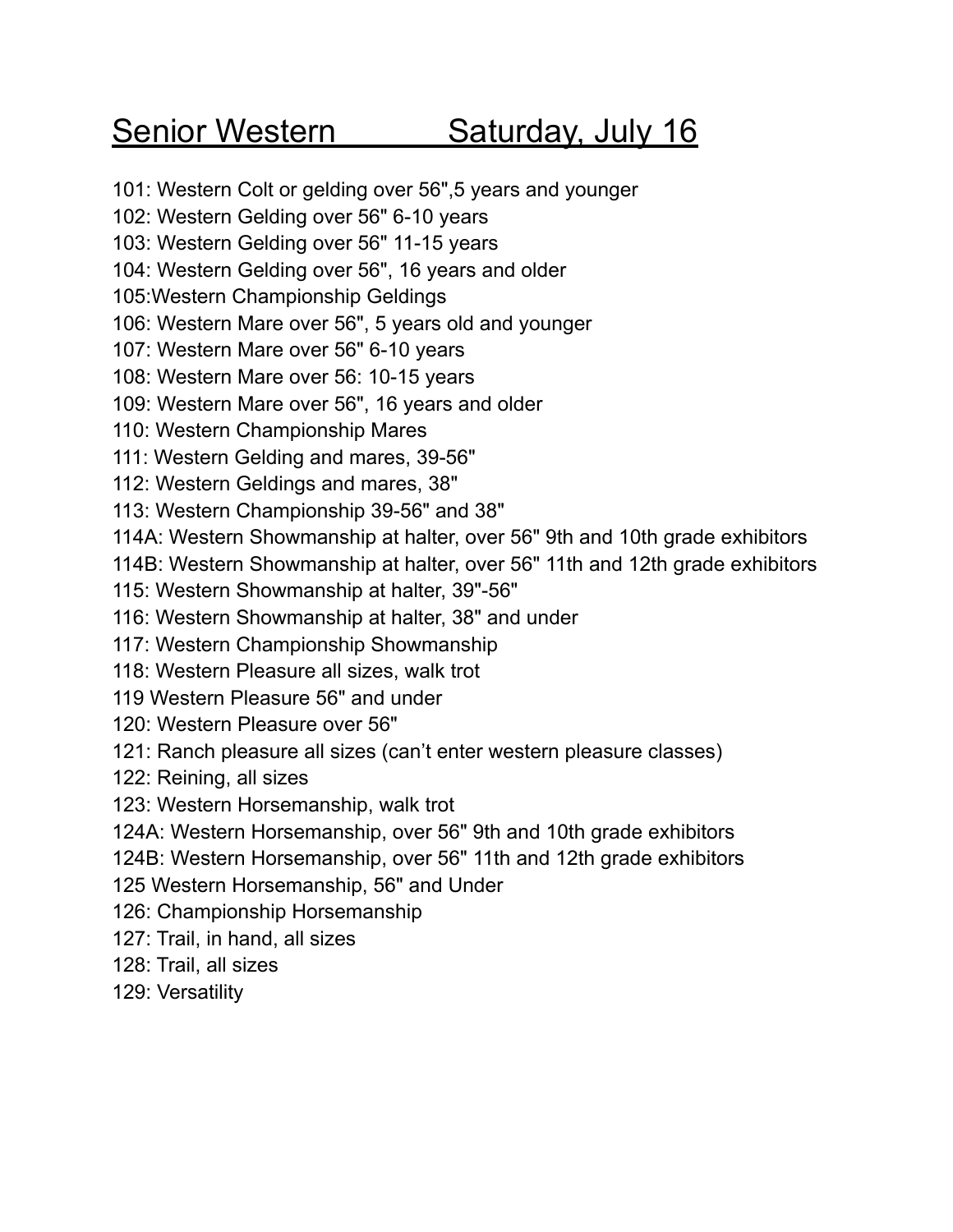# Senior Western Saturday, July 16

101: Western Colt or gelding over 56",5 years and younger
102: Western Gelding over 56" 6-10 years
103: Western Gelding over 56" 11-15 years
104: Western Gelding over 56", 16 years and older
105:Western Championship Geldings
106: Western Mare over 56", 5 years old and younger
107: Western Mare over 56" 6-10 years
108: Western Mare over 56: 10-15 years
109: Western Mare over 56", 16 years and older
110: Western Championship Mares
111: Western Gelding and mares, 39-56"
112: Western Geldings and mares, 38"
113: Western Championship 39-56" and 38"
114A: Western Showmanship at halter, over 56" 9th and 10th grade exhibitors
114B: Western Showmanship at halter, over 56" 11th and 12th grade exhibitors
115: Western Showmanship at halter, 39"-56"
116: Western Showmanship at halter, 38" and under
117: Western Championship Showmanship
118: Western Pleasure all sizes, walk trot
119 Western Pleasure 56" and under
120: Western Pleasure over 56"
121: Ranch pleasure all sizes (can't enter western pleasure classes)
122: Reining, all sizes
123: Western Horsemanship, walk trot
124A: Western Horsemanship, over 56" 9th and 10th grade exhibitors
124B: Western Horsemanship, over 56" 11th and 12th grade exhibitors
125 Western Horsemanship, 56" and Under
126: Championship Horsemanship
127: Trail, in hand, all sizes
128: Trail, all sizes
129: Versatility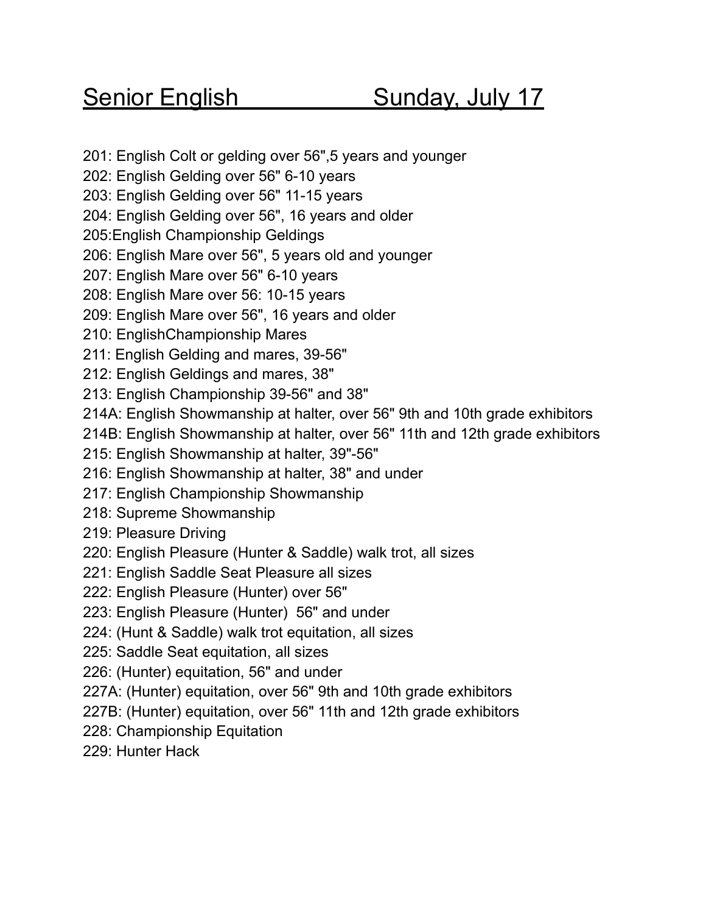# Senior English Sunday, July 17

201: English Colt or gelding over 56",5 years and younger
202: English Gelding over 56" 6-10 years
203: English Gelding over 56" 11-15 years
204: English Gelding over 56", 16 years and older
205:English Championship Geldings
206: English Mare over 56", 5 years old and younger
207: English Mare over 56" 6-10 years
208: English Mare over 56: 10-15 years
209: English Mare over 56", 16 years and older
210: EnglishChampionship Mares
211: English Gelding and mares, 39-56"
212: English Geldings and mares, 38"
213: English Championship 39-56" and 38"
214A: English Showmanship at halter, over 56" 9th and 10th grade exhibitors
214B: English Showmanship at halter, over 56" 11th and 12th grade exhibitors
215: English Showmanship at halter, 39"-56"
216: English Showmanship at halter, 38" and under
217: English Championship Showmanship
218: Supreme Showmanship
219: Pleasure Driving
220: English Pleasure (Hunter & Saddle) walk trot, all sizes
221: English Saddle Seat Pleasure all sizes
222: English Pleasure (Hunter) over 56"
223: English Pleasure (Hunter) 56" and under
224: (Hunt & Saddle) walk trot equitation, all sizes
225: Saddle Seat equitation, all sizes
226: (Hunter) equitation, 56" and under
227A: (Hunter) equitation, over 56" 9th and 10th grade exhibitors
227B: (Hunter) equitation, over 56" 11th and 12th grade exhibitors
228: Championship Equitation
229: Hunter Hack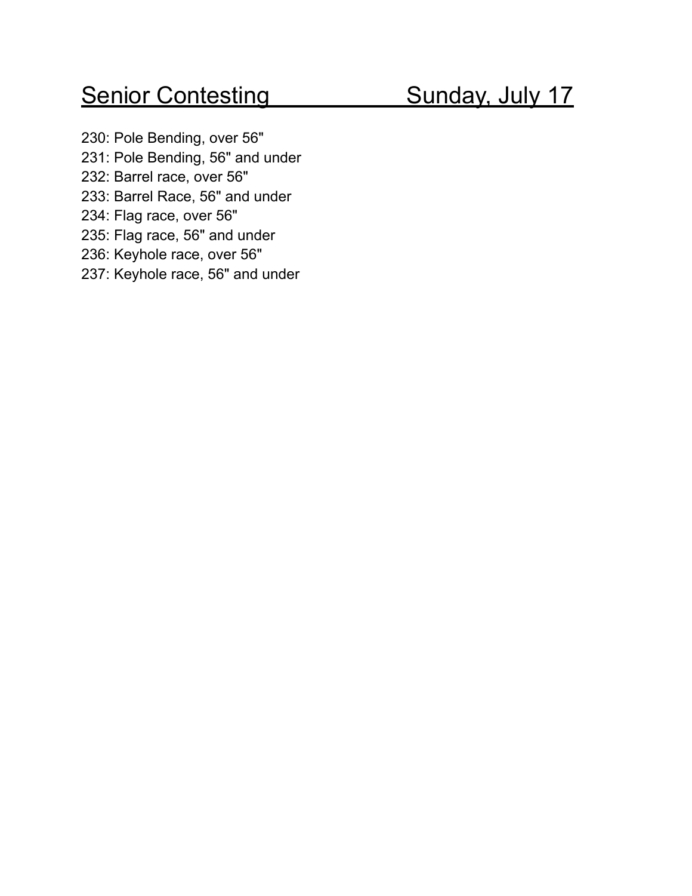## Senior Contesting Sunday, July 17

230: Pole Bending, over 56"
231: Pole Bending, 56" and under
232: Barrel race, over 56"
233: Barrel Race, 56" and under
234: Flag race, over 56"
235: Flag race, 56" and under
236: Keyhole race, over 56"
237: Keyhole race, 56" and under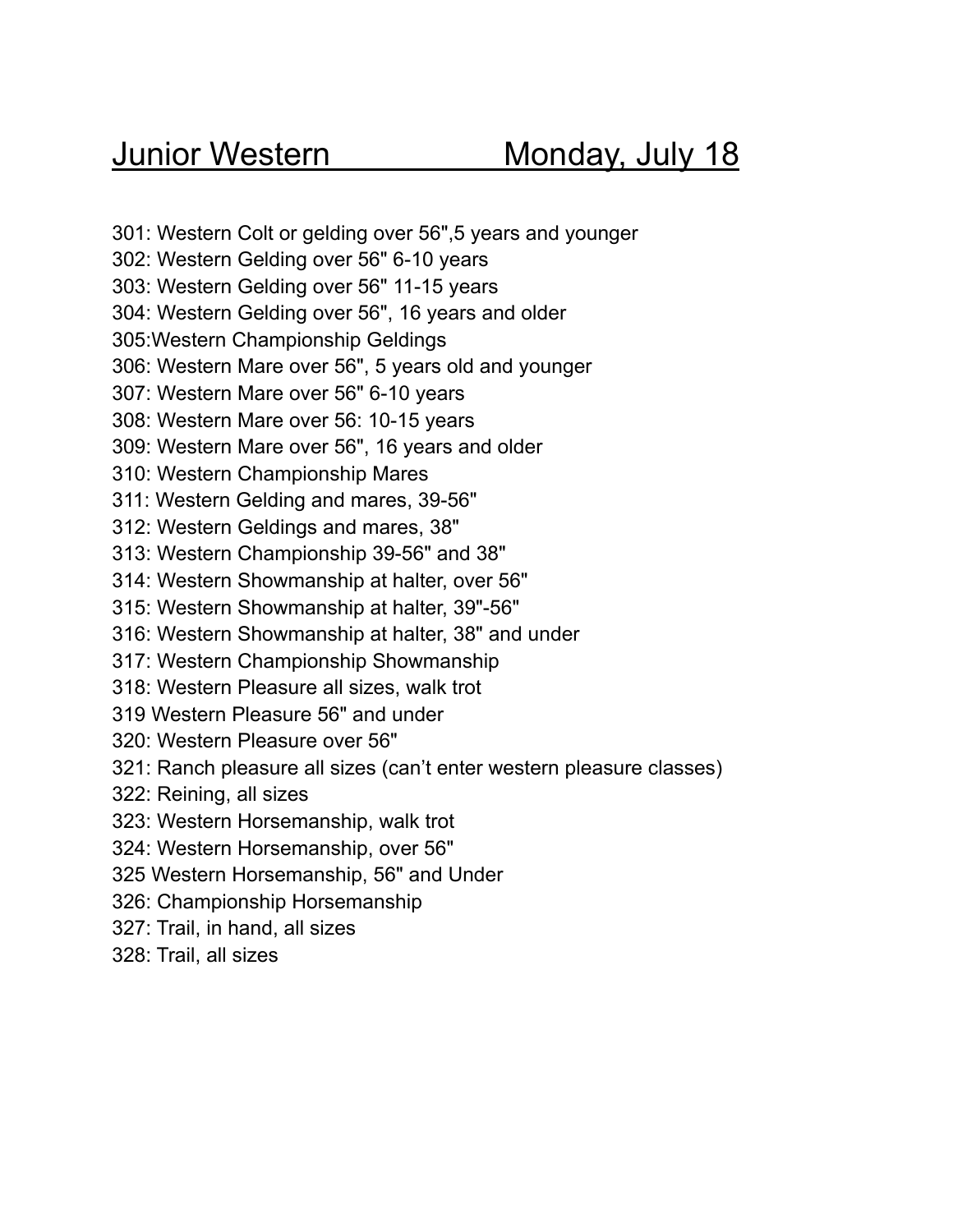## Junior Western Monday, July 18

301: Western Colt or gelding over 56",5 years and younger
302: Western Gelding over 56" 6-10 years
303: Western Gelding over 56" 11-15 years
304: Western Gelding over 56", 16 years and older
305:Western Championship Geldings
306: Western Mare over 56", 5 years old and younger
307: Western Mare over 56" 6-10 years
308: Western Mare over 56: 10-15 years
309: Western Mare over 56", 16 years and older
310: Western Championship Mares
311: Western Gelding and mares, 39-56"
312: Western Geldings and mares, 38"
313: Western Championship 39-56" and 38"
314: Western Showmanship at halter, over 56"
315: Western Showmanship at halter, 39"-56"
316: Western Showmanship at halter, 38" and under
317: Western Championship Showmanship
318: Western Pleasure all sizes, walk trot
319 Western Pleasure 56" and under
320: Western Pleasure over 56"
321: Ranch pleasure all sizes (can't enter western pleasure classes)
322: Reining, all sizes
323: Western Horsemanship, walk trot
324: Western Horsemanship, over 56"
325 Western Horsemanship, 56" and Under
326: Championship Horsemanship
327: Trail, in hand, all sizes
328: Trail, all sizes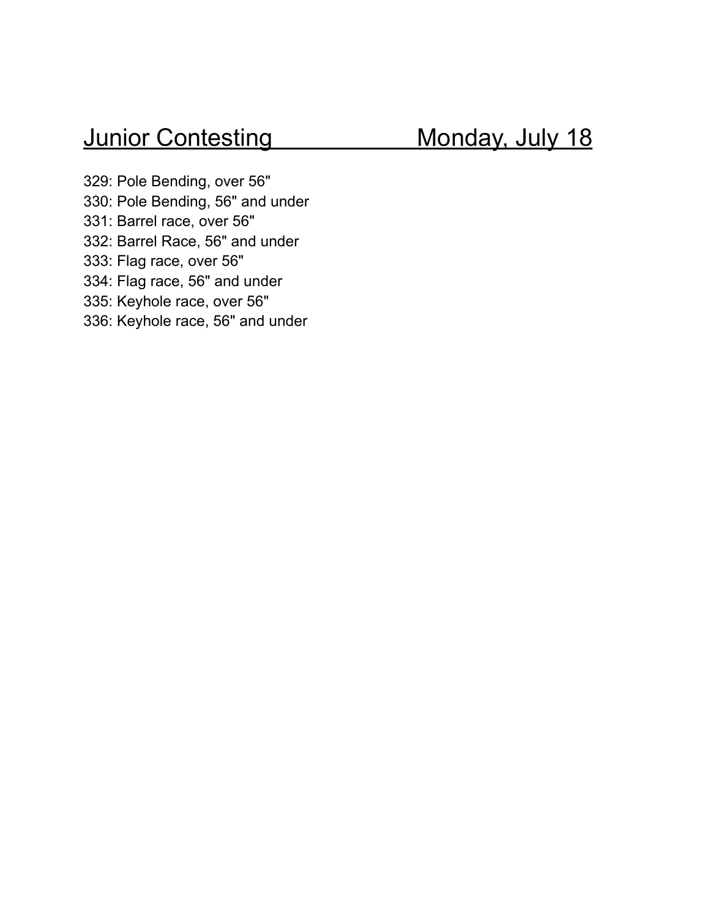## Junior Contesting Monday, July 18

329: Pole Bending, over 56"
330: Pole Bending, 56" and under
331: Barrel race, over 56"
332: Barrel Race, 56" and under
333: Flag race, over 56"
334: Flag race, 56" and under
335: Keyhole race, over 56"
336: Keyhole race, 56" and under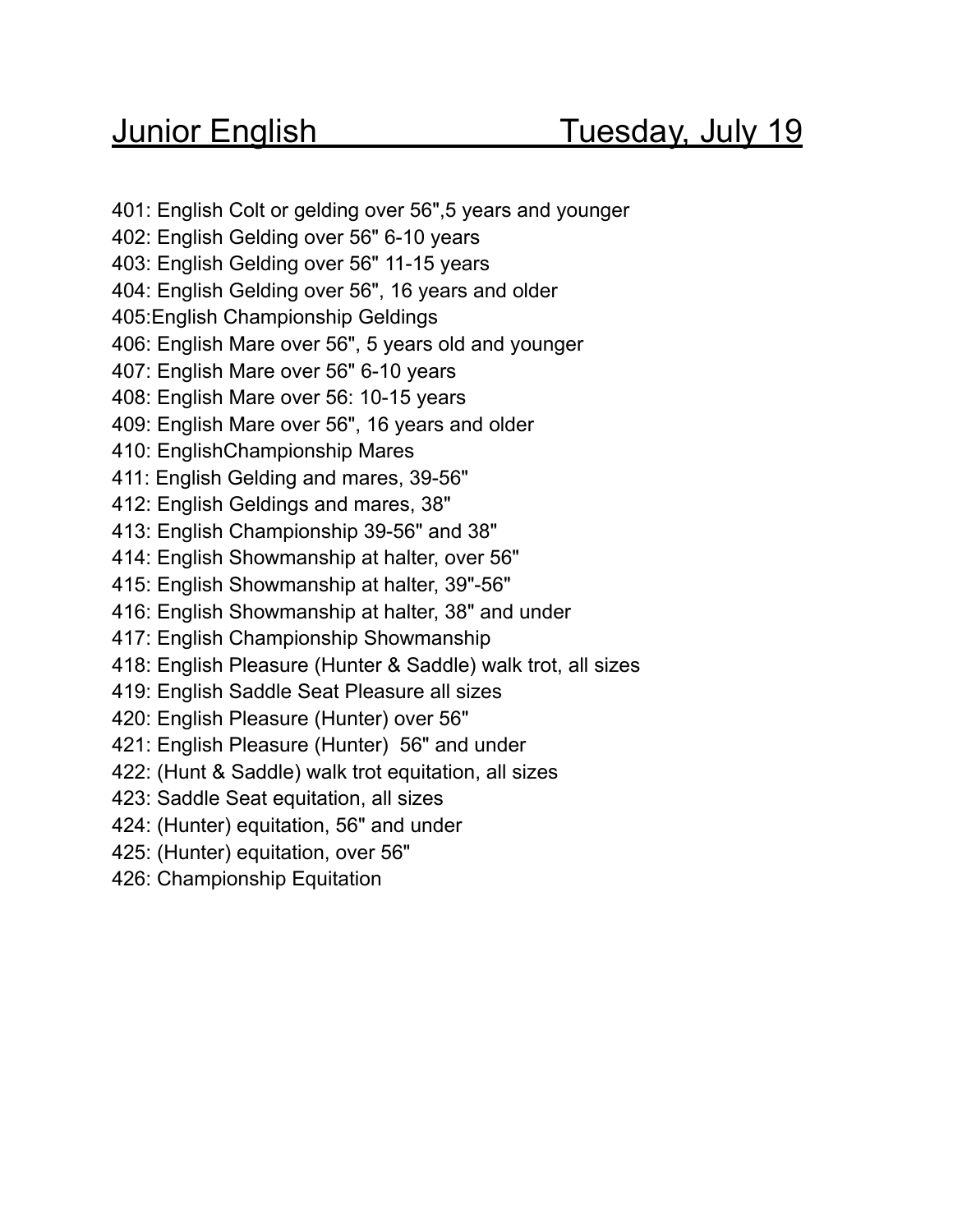# Junior English Tuesday, July 19

401: English Colt or gelding over 56",5 years and younger
402: English Gelding over 56" 6-10 years
403: English Gelding over 56" 11-15 years
404: English Gelding over 56", 16 years and older
405:English Championship Geldings
406: English Mare over 56", 5 years old and younger
407: English Mare over 56" 6-10 years
408: English Mare over 56: 10-15 years
409: English Mare over 56", 16 years and older
410: EnglishChampionship Mares
411: English Gelding and mares, 39-56"
412: English Geldings and mares, 38"
413: English Championship 39-56" and 38"
414: English Showmanship at halter, over 56"
415: English Showmanship at halter, 39"-56"
416: English Showmanship at halter, 38" and under
417: English Championship Showmanship
418: English Pleasure (Hunter & Saddle) walk trot, all sizes
419: English Saddle Seat Pleasure all sizes
420: English Pleasure (Hunter) over 56"
421: English Pleasure (Hunter) 56" and under
422: (Hunt & Saddle) walk trot equitation, all sizes
423: Saddle Seat equitation, all sizes
424: (Hunter) equitation, 56" and under
425: (Hunter) equitation, over 56"
426: Championship Equitation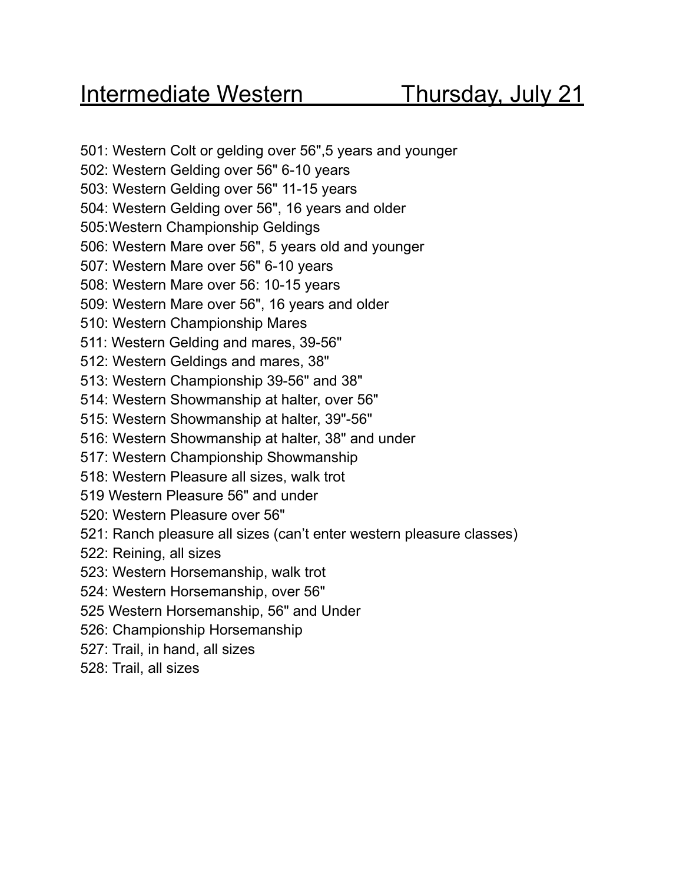# Intermediate Western Thursday, July 21

501: Western Colt or gelding over 56",5 years and younger
502: Western Gelding over 56" 6-10 years
503: Western Gelding over 56" 11-15 years
504: Western Gelding over 56", 16 years and older
505:Western Championship Geldings
506: Western Mare over 56", 5 years old and younger
507: Western Mare over 56" 6-10 years
508: Western Mare over 56: 10-15 years
509: Western Mare over 56", 16 years and older
510: Western Championship Mares
511: Western Gelding and mares, 39-56"
512: Western Geldings and mares, 38"
513: Western Championship 39-56" and 38"
514: Western Showmanship at halter, over 56"
515: Western Showmanship at halter, 39"-56"
516: Western Showmanship at halter, 38" and under
517: Western Championship Showmanship
518: Western Pleasure all sizes, walk trot
519 Western Pleasure 56" and under
520: Western Pleasure over 56"
521: Ranch pleasure all sizes (can't enter western pleasure classes)
522: Reining, all sizes
523: Western Horsemanship, walk trot
524: Western Horsemanship, over 56"
525 Western Horsemanship, 56" and Under
526: Championship Horsemanship
527: Trail, in hand, all sizes
528: Trail, all sizes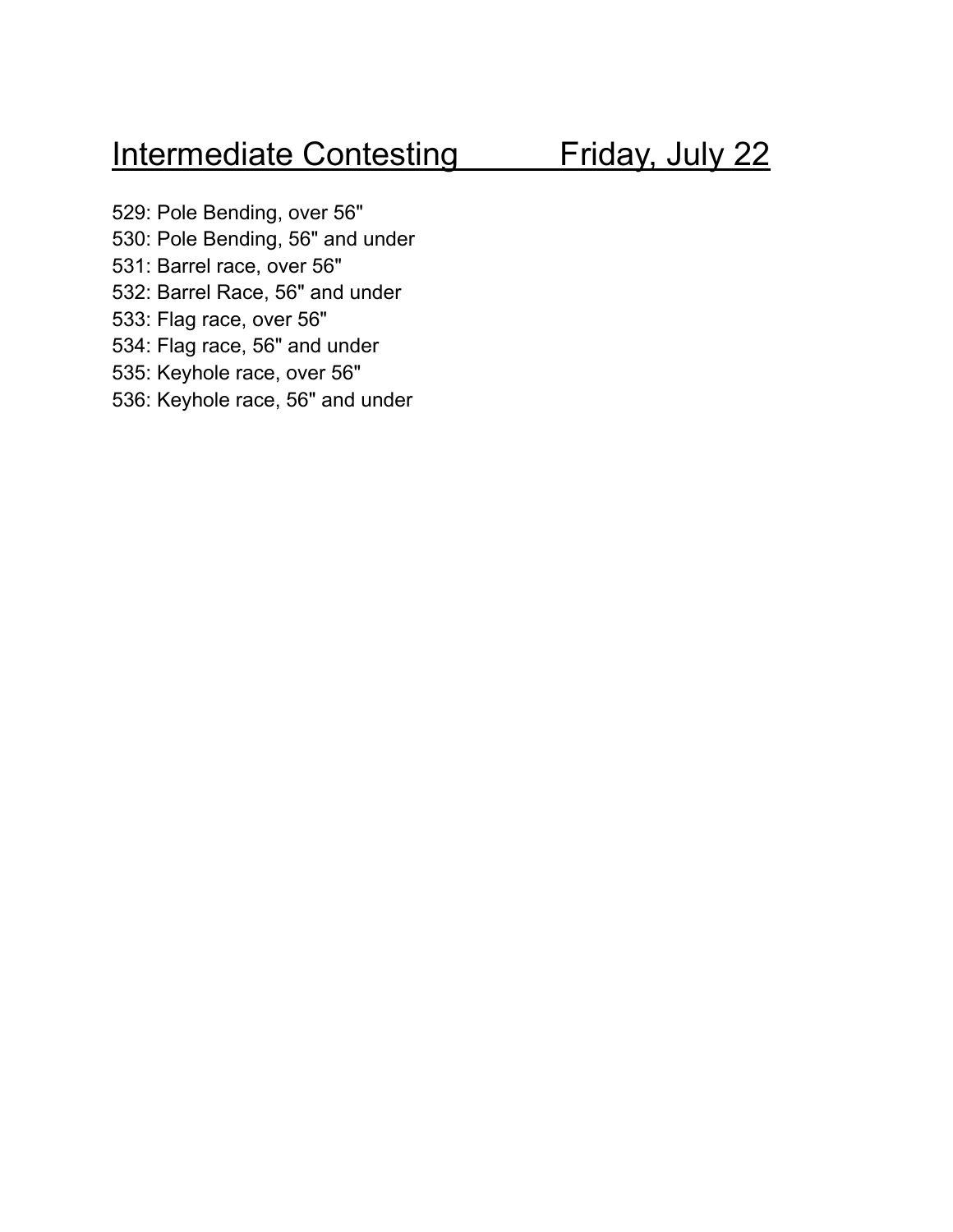# Intermediate Contesting — Friday, July 22

529: Pole Bending, over 56"
530: Pole Bending, 56" and under
531: Barrel race, over 56"
532: Barrel Race, 56" and under
533: Flag race, over 56"
534: Flag race, 56" and under
535: Keyhole race, over 56"
536: Keyhole race, 56" and under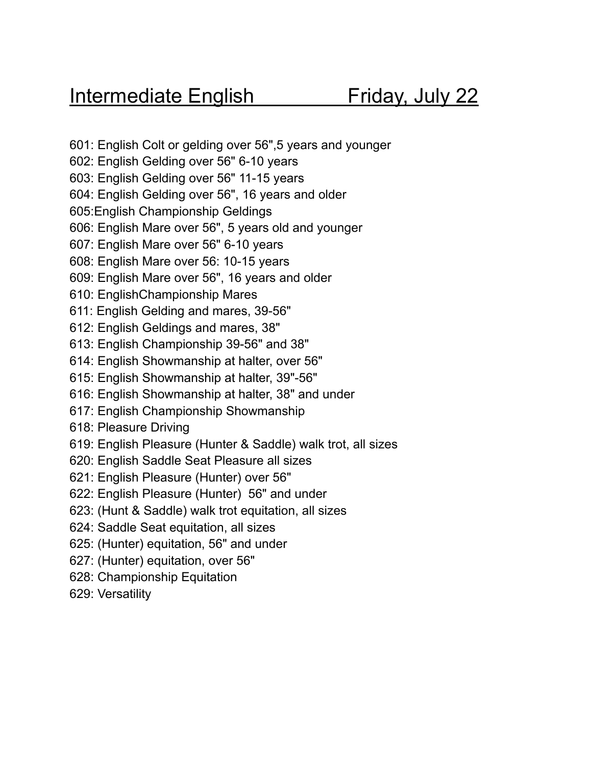# Intermediate English Friday, July 22

601: English Colt or gelding over 56",5 years and younger
602: English Gelding over 56" 6-10 years
603: English Gelding over 56" 11-15 years
604: English Gelding over 56", 16 years and older
605:English Championship Geldings
606: English Mare over 56", 5 years old and younger
607: English Mare over 56" 6-10 years
608: English Mare over 56: 10-15 years
609: English Mare over 56", 16 years and older
610: EnglishChampionship Mares
611: English Gelding and mares, 39-56"
612: English Geldings and mares, 38"
613: English Championship 39-56" and 38"
614: English Showmanship at halter, over 56"
615: English Showmanship at halter, 39"-56"
616: English Showmanship at halter, 38" and under
617: English Championship Showmanship
618: Pleasure Driving
619: English Pleasure (Hunter & Saddle) walk trot, all sizes
620: English Saddle Seat Pleasure all sizes
621: English Pleasure (Hunter) over 56"
622: English Pleasure (Hunter) 56" and under
623: (Hunt & Saddle) walk trot equitation, all sizes
624: Saddle Seat equitation, all sizes
625: (Hunter) equitation, 56" and under
627: (Hunter) equitation, over 56"
628: Championship Equitation
629: Versatility